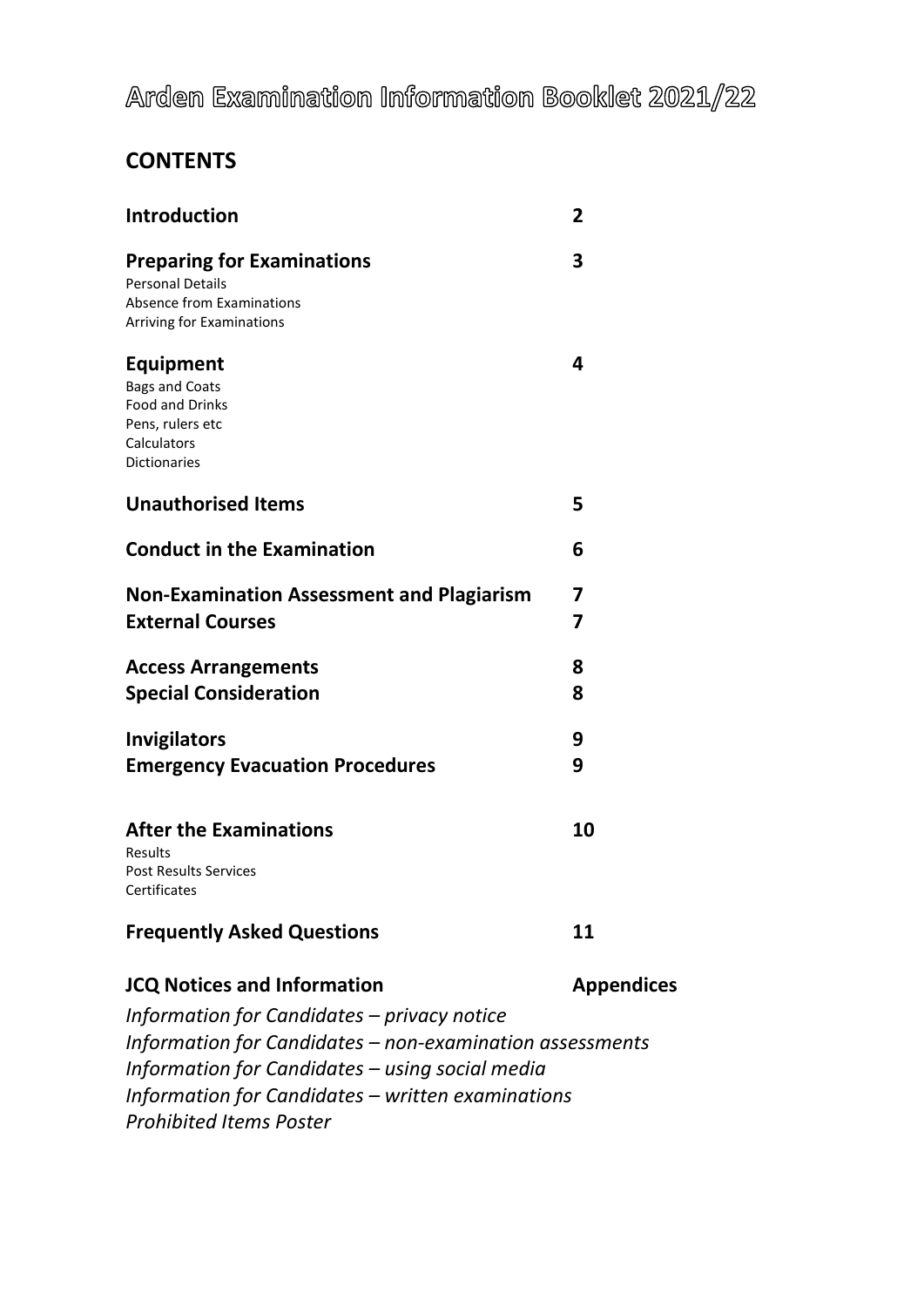# Arden Examination Information Booklet 2021/22

## CONTENTS

| | |
|---|---|
| **Introduction** | **2** |
| **Preparing for Examinations**<br>Personal Details<br>Absence from Examinations<br>Arriving for Examinations | **3** |
| **Equipment**<br>Bags and Coats<br>Food and Drinks<br>Pens, rulers etc<br>Calculators<br>Dictionaries | **4** |
| **Unauthorised Items** | **5** |
| **Conduct in the Examination** | **6** |
| **Non-Examination Assessment and Plagiarism** | **7** |
| **External Courses** | **7** |
| **Access Arrangements** | **8** |
| **Special Consideration** | **8** |
| **Invigilators** | **9** |
| **Emergency Evacuation Procedures** | **9** |
| **After the Examinations**<br>Results<br>Post Results Services<br>Certificates | **10** |
| **Frequently Asked Questions** | **11** |
| **JCQ Notices and Information** | **Appendices** |

*Information for Candidates – privacy notice*
*Information for Candidates – non-examination assessments*
*Information for Candidates – using social media*
*Information for Candidates – written examinations*
*Prohibited Items Poster*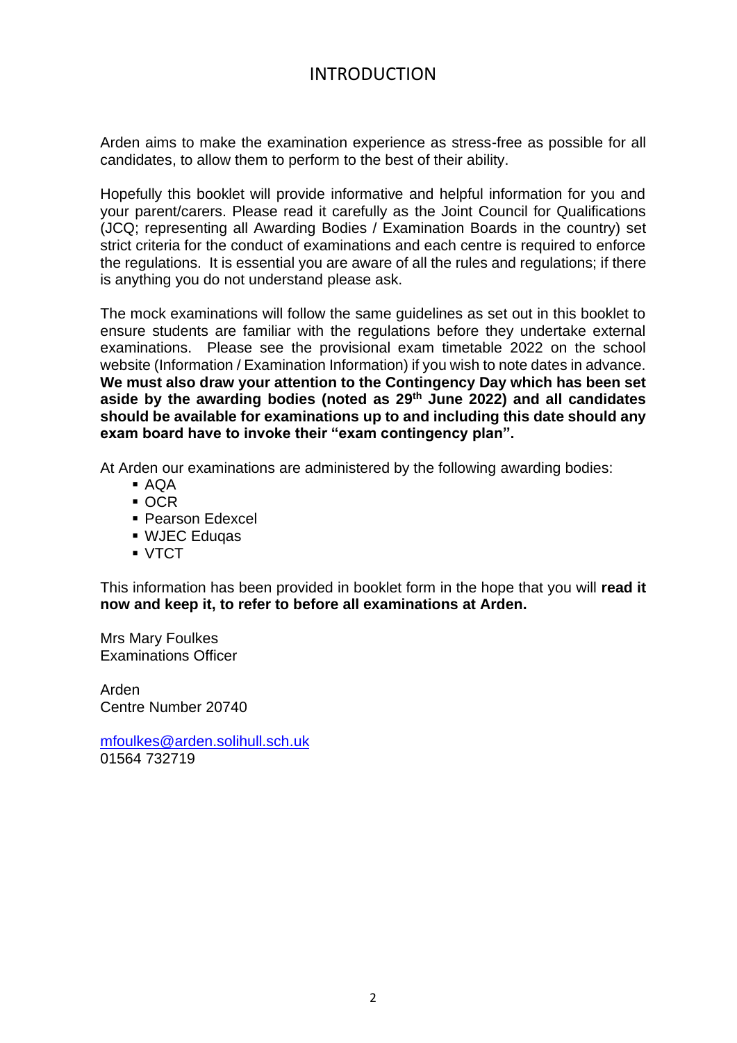# INTRODUCTION

Arden aims to make the examination experience as stress-free as possible for all candidates, to allow them to perform to the best of their ability.

Hopefully this booklet will provide informative and helpful information for you and your parent/carers. Please read it carefully as the Joint Council for Qualifications (JCQ; representing all Awarding Bodies / Examination Boards in the country) set strict criteria for the conduct of examinations and each centre is required to enforce the regulations. It is essential you are aware of all the rules and regulations; if there is anything you do not understand please ask.

The mock examinations will follow the same guidelines as set out in this booklet to ensure students are familiar with the regulations before they undertake external examinations. Please see the provisional exam timetable 2022 on the school website (Information / Examination Information) if you wish to note dates in advance. **We must also draw your attention to the Contingency Day which has been set aside by the awarding bodies (noted as 29th June 2022) and all candidates should be available for examinations up to and including this date should any exam board have to invoke their "exam contingency plan".**

At Arden our examinations are administered by the following awarding bodies:

- AQA
- OCR
- Pearson Edexcel
- WJEC Eduqas
- VTCT

This information has been provided in booklet form in the hope that you will **read it now and keep it, to refer to before all examinations at Arden.**

Mrs Mary Foulkes
Examinations Officer

Arden
Centre Number 20740

mfoulkes@arden.solihull.sch.uk
01564 732719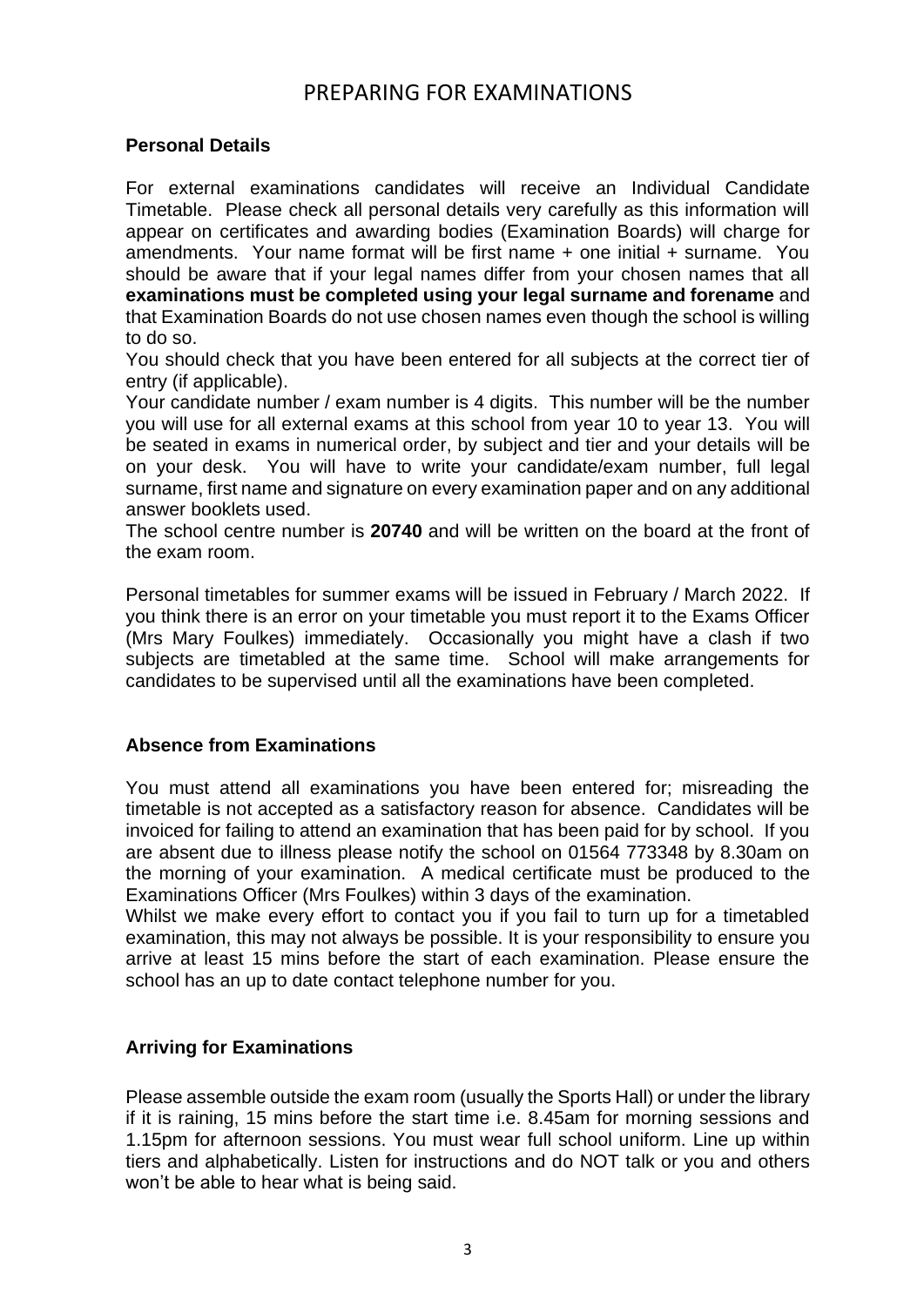# PREPARING FOR EXAMINATIONS

### Personal Details

For external examinations candidates will receive an Individual Candidate Timetable. Please check all personal details very carefully as this information will appear on certificates and awarding bodies (Examination Boards) will charge for amendments. Your name format will be first name + one initial + surname. You should be aware that if your legal names differ from your chosen names that all **examinations must be completed using your legal surname and forename** and that Examination Boards do not use chosen names even though the school is willing to do so.

You should check that you have been entered for all subjects at the correct tier of entry (if applicable).

Your candidate number / exam number is 4 digits. This number will be the number you will use for all external exams at this school from year 10 to year 13. You will be seated in exams in numerical order, by subject and tier and your details will be on your desk. You will have to write your candidate/exam number, full legal surname, first name and signature on every examination paper and on any additional answer booklets used.

The school centre number is **20740** and will be written on the board at the front of the exam room.

Personal timetables for summer exams will be issued in February / March 2022. If you think there is an error on your timetable you must report it to the Exams Officer (Mrs Mary Foulkes) immediately. Occasionally you might have a clash if two subjects are timetabled at the same time. School will make arrangements for candidates to be supervised until all the examinations have been completed.

### Absence from Examinations

You must attend all examinations you have been entered for; misreading the timetable is not accepted as a satisfactory reason for absence. Candidates will be invoiced for failing to attend an examination that has been paid for by school. If you are absent due to illness please notify the school on 01564 773348 by 8.30am on the morning of your examination. A medical certificate must be produced to the Examinations Officer (Mrs Foulkes) within 3 days of the examination.

Whilst we make every effort to contact you if you fail to turn up for a timetabled examination, this may not always be possible. It is your responsibility to ensure you arrive at least 15 mins before the start of each examination. Please ensure the school has an up to date contact telephone number for you.

### Arriving for Examinations

Please assemble outside the exam room (usually the Sports Hall) or under the library if it is raining, 15 mins before the start time i.e. 8.45am for morning sessions and 1.15pm for afternoon sessions. You must wear full school uniform. Line up within tiers and alphabetically. Listen for instructions and do NOT talk or you and others won't be able to hear what is being said.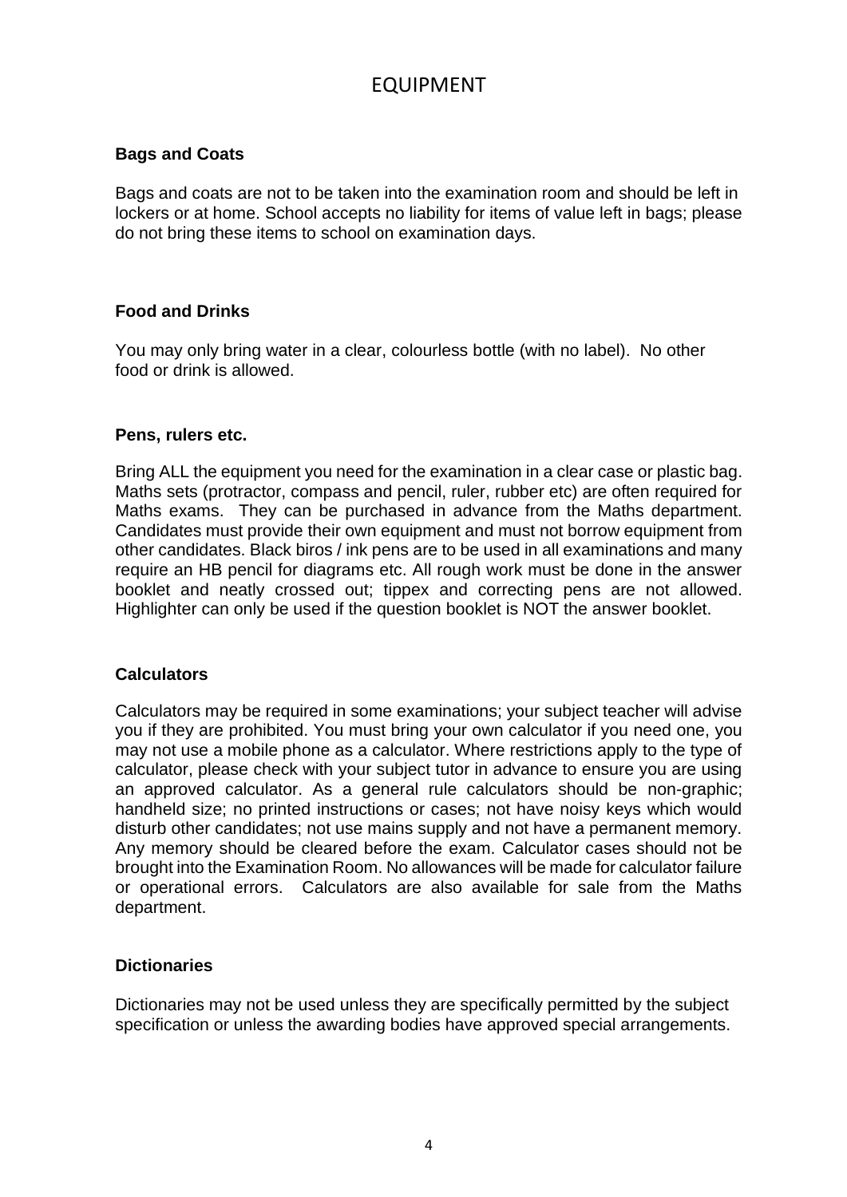# EQUIPMENT

**Bags and Coats**

Bags and coats are not to be taken into the examination room and should be left in lockers or at home. School accepts no liability for items of value left in bags; please do not bring these items to school on examination days.

**Food and Drinks**

You may only bring water in a clear, colourless bottle (with no label). No other food or drink is allowed.

**Pens, rulers etc.**

Bring ALL the equipment you need for the examination in a clear case or plastic bag. Maths sets (protractor, compass and pencil, ruler, rubber etc) are often required for Maths exams. They can be purchased in advance from the Maths department. Candidates must provide their own equipment and must not borrow equipment from other candidates. Black biros / ink pens are to be used in all examinations and many require an HB pencil for diagrams etc. All rough work must be done in the answer booklet and neatly crossed out; tippex and correcting pens are not allowed. Highlighter can only be used if the question booklet is NOT the answer booklet.

**Calculators**

Calculators may be required in some examinations; your subject teacher will advise you if they are prohibited. You must bring your own calculator if you need one, you may not use a mobile phone as a calculator. Where restrictions apply to the type of calculator, please check with your subject tutor in advance to ensure you are using an approved calculator. As a general rule calculators should be non-graphic; handheld size; no printed instructions or cases; not have noisy keys which would disturb other candidates; not use mains supply and not have a permanent memory. Any memory should be cleared before the exam. Calculator cases should not be brought into the Examination Room. No allowances will be made for calculator failure or operational errors. Calculators are also available for sale from the Maths department.

**Dictionaries**

Dictionaries may not be used unless they are specifically permitted by the subject specification or unless the awarding bodies have approved special arrangements.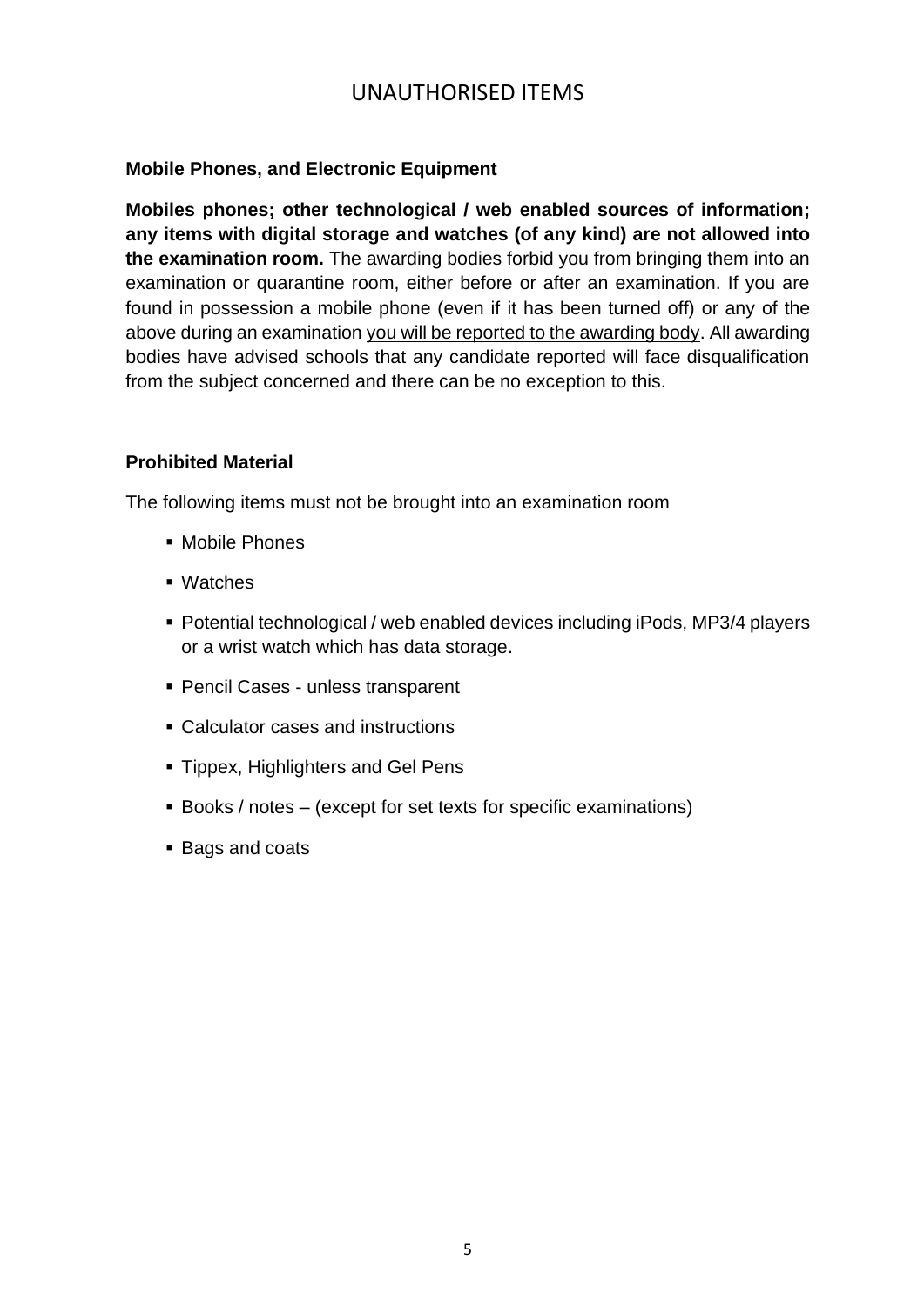# UNAUTHORISED ITEMS

### Mobile Phones, and Electronic Equipment

**Mobiles phones; other technological / web enabled sources of information; any items with digital storage and watches (of any kind) are not allowed into the examination room.** The awarding bodies forbid you from bringing them into an examination or quarantine room, either before or after an examination. If you are found in possession a mobile phone (even if it has been turned off) or any of the above during an examination <u>you will be reported to the awarding body</u>. All awarding bodies have advised schools that any candidate reported will face disqualification from the subject concerned and there can be no exception to this.

### Prohibited Material

The following items must not be brought into an examination room

- Mobile Phones
- Watches
- Potential technological / web enabled devices including iPods, MP3/4 players or a wrist watch which has data storage.
- Pencil Cases - unless transparent
- Calculator cases and instructions
- Tippex, Highlighters and Gel Pens
- Books / notes – (except for set texts for specific examinations)
- Bags and coats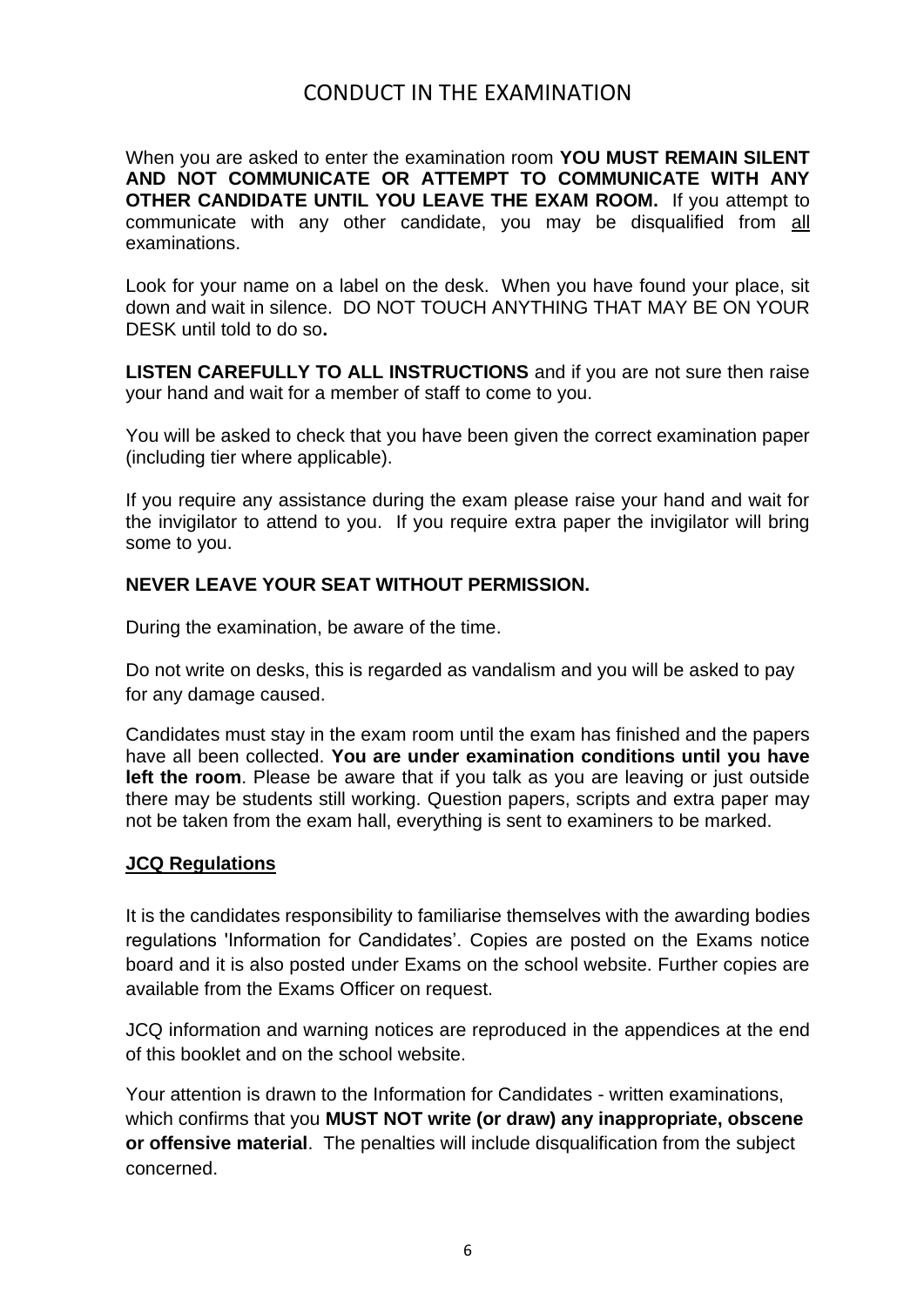# CONDUCT IN THE EXAMINATION

When you are asked to enter the examination room **YOU MUST REMAIN SILENT AND NOT COMMUNICATE OR ATTEMPT TO COMMUNICATE WITH ANY OTHER CANDIDATE UNTIL YOU LEAVE THE EXAM ROOM.** If you attempt to communicate with any other candidate, you may be disqualified from <u>all</u> examinations.

Look for your name on a label on the desk. When you have found your place, sit down and wait in silence. DO NOT TOUCH ANYTHING THAT MAY BE ON YOUR DESK until told to do so**.**

**LISTEN CAREFULLY TO ALL INSTRUCTIONS** and if you are not sure then raise your hand and wait for a member of staff to come to you.

You will be asked to check that you have been given the correct examination paper (including tier where applicable).

If you require any assistance during the exam please raise your hand and wait for the invigilator to attend to you. If you require extra paper the invigilator will bring some to you.

**NEVER LEAVE YOUR SEAT WITHOUT PERMISSION.**

During the examination, be aware of the time.

Do not write on desks, this is regarded as vandalism and you will be asked to pay for any damage caused.

Candidates must stay in the exam room until the exam has finished and the papers have all been collected. **You are under examination conditions until you have left the room**. Please be aware that if you talk as you are leaving or just outside there may be students still working. Question papers, scripts and extra paper may not be taken from the exam hall, everything is sent to examiners to be marked.

## <u>JCQ Regulations</u>

It is the candidates responsibility to familiarise themselves with the awarding bodies regulations 'Information for Candidates'. Copies are posted on the Exams notice board and it is also posted under Exams on the school website. Further copies are available from the Exams Officer on request.

JCQ information and warning notices are reproduced in the appendices at the end of this booklet and on the school website.

Your attention is drawn to the Information for Candidates - written examinations, which confirms that you **MUST NOT write (or draw) any inappropriate, obscene or offensive material**. The penalties will include disqualification from the subject concerned.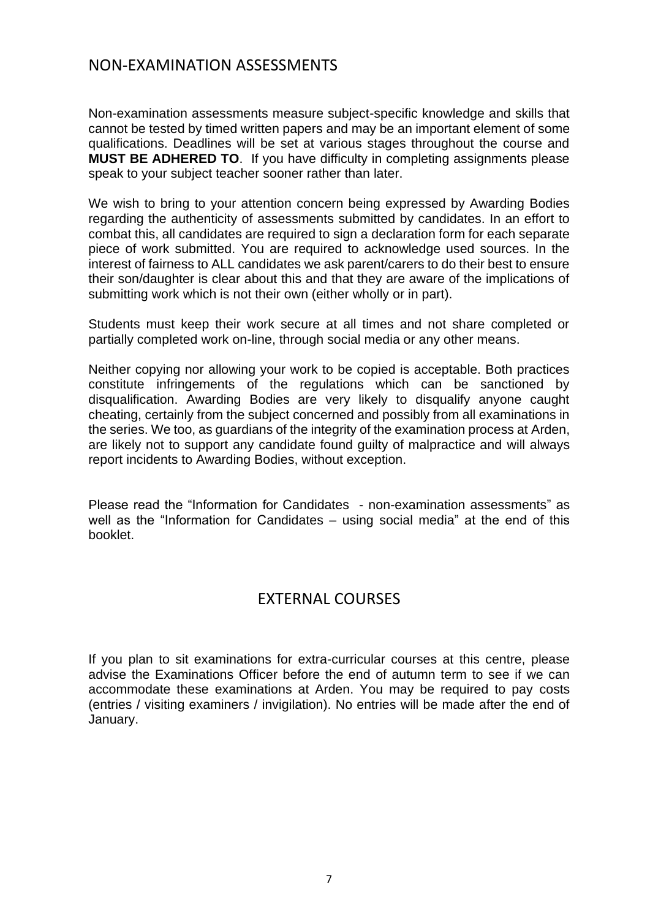## NON-EXAMINATION ASSESSMENTS

Non-examination assessments measure subject-specific knowledge and skills that cannot be tested by timed written papers and may be an important element of some qualifications. Deadlines will be set at various stages throughout the course and **MUST BE ADHERED TO**. If you have difficulty in completing assignments please speak to your subject teacher sooner rather than later.

We wish to bring to your attention concern being expressed by Awarding Bodies regarding the authenticity of assessments submitted by candidates. In an effort to combat this, all candidates are required to sign a declaration form for each separate piece of work submitted. You are required to acknowledge used sources. In the interest of fairness to ALL candidates we ask parent/carers to do their best to ensure their son/daughter is clear about this and that they are aware of the implications of submitting work which is not their own (either wholly or in part).

Students must keep their work secure at all times and not share completed or partially completed work on-line, through social media or any other means.

Neither copying nor allowing your work to be copied is acceptable. Both practices constitute infringements of the regulations which can be sanctioned by disqualification. Awarding Bodies are very likely to disqualify anyone caught cheating, certainly from the subject concerned and possibly from all examinations in the series. We too, as guardians of the integrity of the examination process at Arden, are likely not to support any candidate found guilty of malpractice and will always report incidents to Awarding Bodies, without exception.

Please read the "Information for Candidates - non-examination assessments" as well as the "Information for Candidates – using social media" at the end of this booklet.

## EXTERNAL COURSES

If you plan to sit examinations for extra-curricular courses at this centre, please advise the Examinations Officer before the end of autumn term to see if we can accommodate these examinations at Arden. You may be required to pay costs (entries / visiting examiners / invigilation). No entries will be made after the end of January.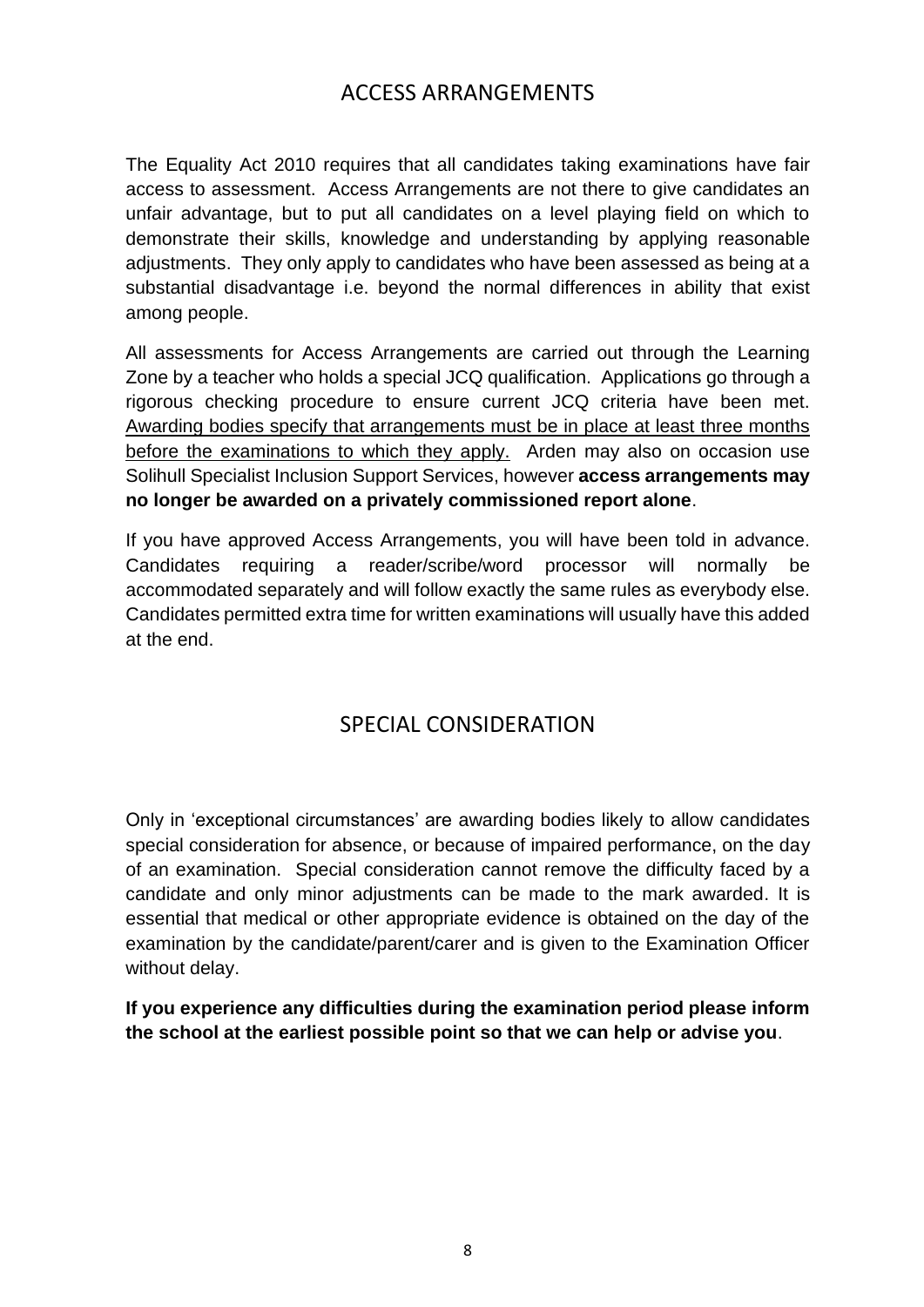## ACCESS ARRANGEMENTS

The Equality Act 2010 requires that all candidates taking examinations have fair access to assessment. Access Arrangements are not there to give candidates an unfair advantage, but to put all candidates on a level playing field on which to demonstrate their skills, knowledge and understanding by applying reasonable adjustments. They only apply to candidates who have been assessed as being at a substantial disadvantage i.e. beyond the normal differences in ability that exist among people.

All assessments for Access Arrangements are carried out through the Learning Zone by a teacher who holds a special JCQ qualification. Applications go through a rigorous checking procedure to ensure current JCQ criteria have been met. Awarding bodies specify that arrangements must be in place at least three months before the examinations to which they apply. Arden may also on occasion use Solihull Specialist Inclusion Support Services, however **access arrangements may no longer be awarded on a privately commissioned report alone**.

If you have approved Access Arrangements, you will have been told in advance. Candidates requiring a reader/scribe/word processor will normally be accommodated separately and will follow exactly the same rules as everybody else. Candidates permitted extra time for written examinations will usually have this added at the end.

## SPECIAL CONSIDERATION

Only in 'exceptional circumstances' are awarding bodies likely to allow candidates special consideration for absence, or because of impaired performance, on the day of an examination. Special consideration cannot remove the difficulty faced by a candidate and only minor adjustments can be made to the mark awarded. It is essential that medical or other appropriate evidence is obtained on the day of the examination by the candidate/parent/carer and is given to the Examination Officer without delay.

**If you experience any difficulties during the examination period please inform the school at the earliest possible point so that we can help or advise you**.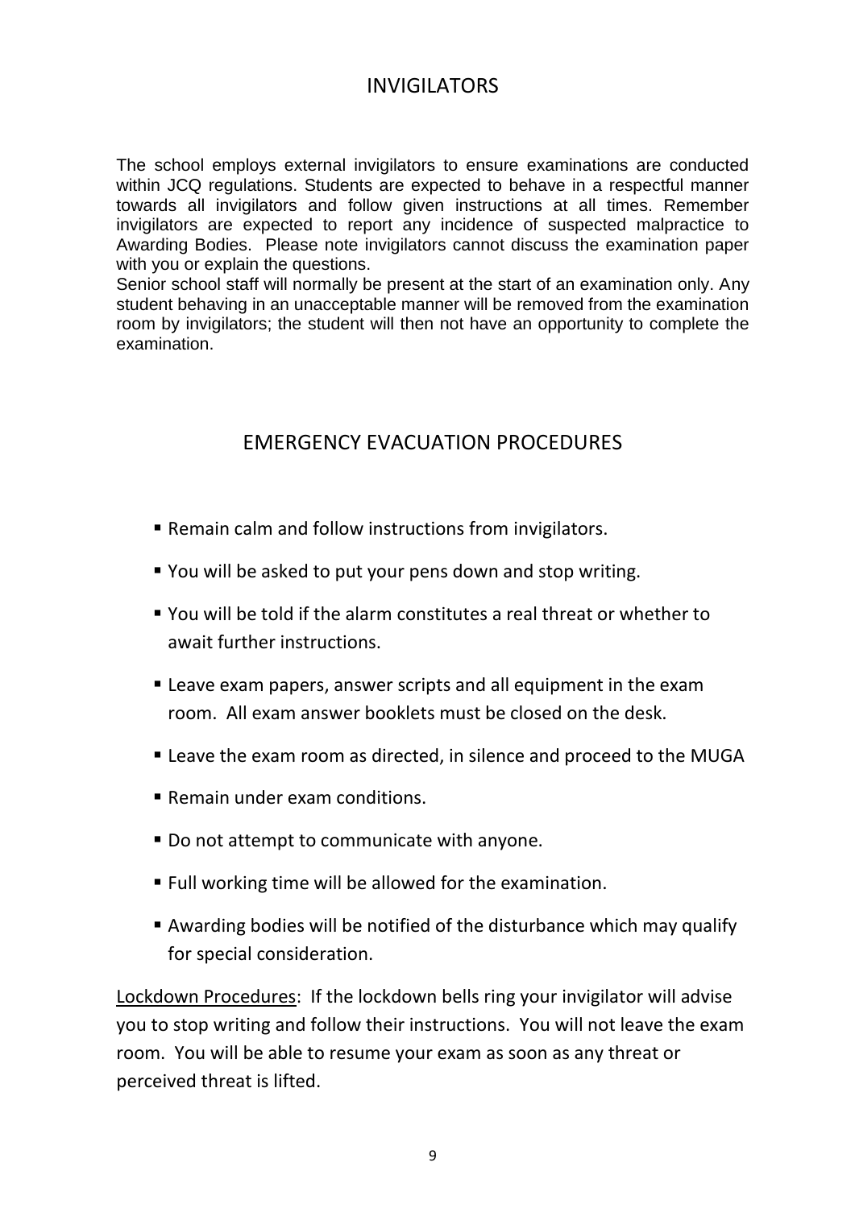# INVIGILATORS

The school employs external invigilators to ensure examinations are conducted within JCQ regulations. Students are expected to behave in a respectful manner towards all invigilators and follow given instructions at all times. Remember invigilators are expected to report any incidence of suspected malpractice to Awarding Bodies. Please note invigilators cannot discuss the examination paper with you or explain the questions.

Senior school staff will normally be present at the start of an examination only. Any student behaving in an unacceptable manner will be removed from the examination room by invigilators; the student will then not have an opportunity to complete the examination.

# EMERGENCY EVACUATION PROCEDURES

- Remain calm and follow instructions from invigilators.
- You will be asked to put your pens down and stop writing.
- You will be told if the alarm constitutes a real threat or whether to await further instructions.
- Leave exam papers, answer scripts and all equipment in the exam room. All exam answer booklets must be closed on the desk.
- Leave the exam room as directed, in silence and proceed to the MUGA
- Remain under exam conditions.
- Do not attempt to communicate with anyone.
- Full working time will be allowed for the examination.
- Awarding bodies will be notified of the disturbance which may qualify for special consideration.

<u>Lockdown Procedures</u>: If the lockdown bells ring your invigilator will advise you to stop writing and follow their instructions. You will not leave the exam room. You will be able to resume your exam as soon as any threat or perceived threat is lifted.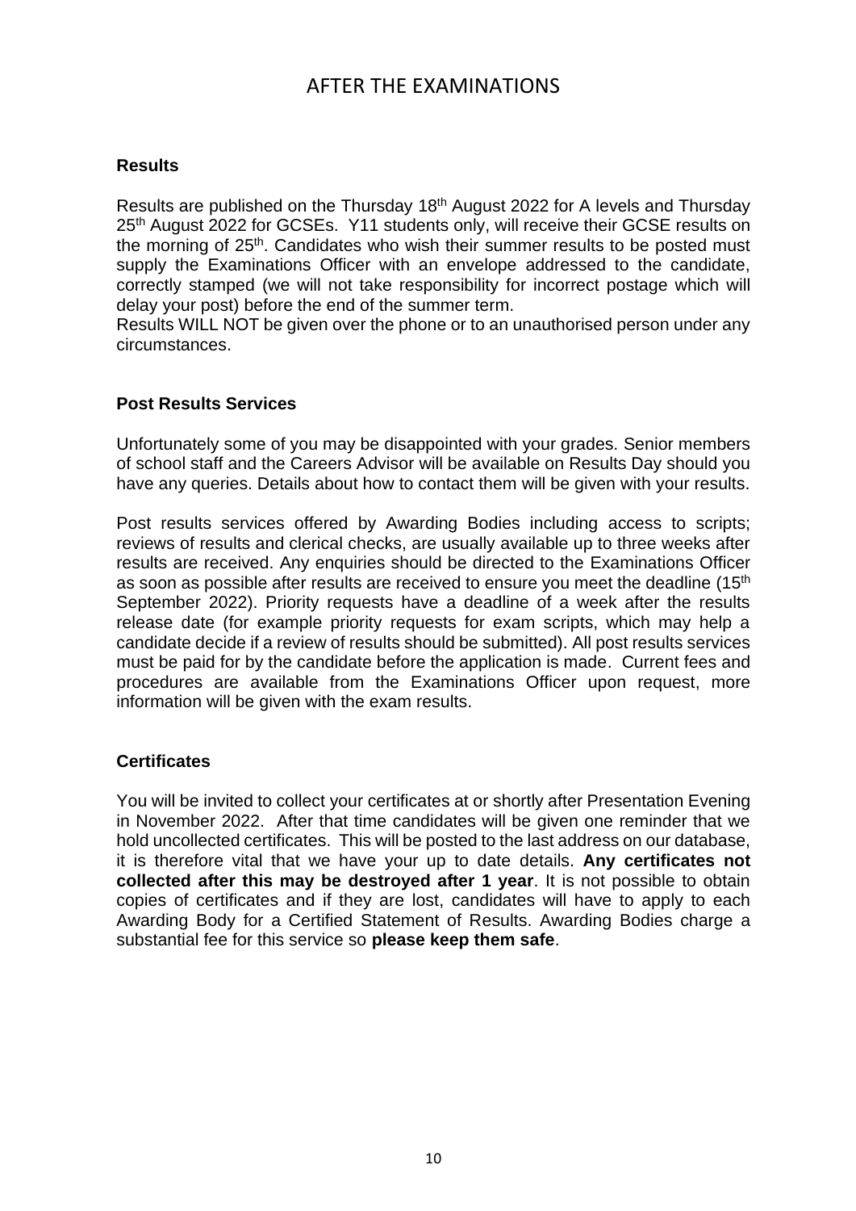# AFTER THE EXAMINATIONS

## Results

Results are published on the Thursday 18th August 2022 for A levels and Thursday 25th August 2022 for GCSEs. Y11 students only, will receive their GCSE results on the morning of 25th. Candidates who wish their summer results to be posted must supply the Examinations Officer with an envelope addressed to the candidate, correctly stamped (we will not take responsibility for incorrect postage which will delay your post) before the end of the summer term.

Results WILL NOT be given over the phone or to an unauthorised person under any circumstances.

## Post Results Services

Unfortunately some of you may be disappointed with your grades. Senior members of school staff and the Careers Advisor will be available on Results Day should you have any queries. Details about how to contact them will be given with your results.

Post results services offered by Awarding Bodies including access to scripts; reviews of results and clerical checks, are usually available up to three weeks after results are received. Any enquiries should be directed to the Examinations Officer as soon as possible after results are received to ensure you meet the deadline (15th September 2022). Priority requests have a deadline of a week after the results release date (for example priority requests for exam scripts, which may help a candidate decide if a review of results should be submitted). All post results services must be paid for by the candidate before the application is made. Current fees and procedures are available from the Examinations Officer upon request, more information will be given with the exam results.

## Certificates

You will be invited to collect your certificates at or shortly after Presentation Evening in November 2022. After that time candidates will be given one reminder that we hold uncollected certificates. This will be posted to the last address on our database, it is therefore vital that we have your up to date details. **Any certificates not collected after this may be destroyed after 1 year**. It is not possible to obtain copies of certificates and if they are lost, candidates will have to apply to each Awarding Body for a Certified Statement of Results. Awarding Bodies charge a substantial fee for this service so **please keep them safe**.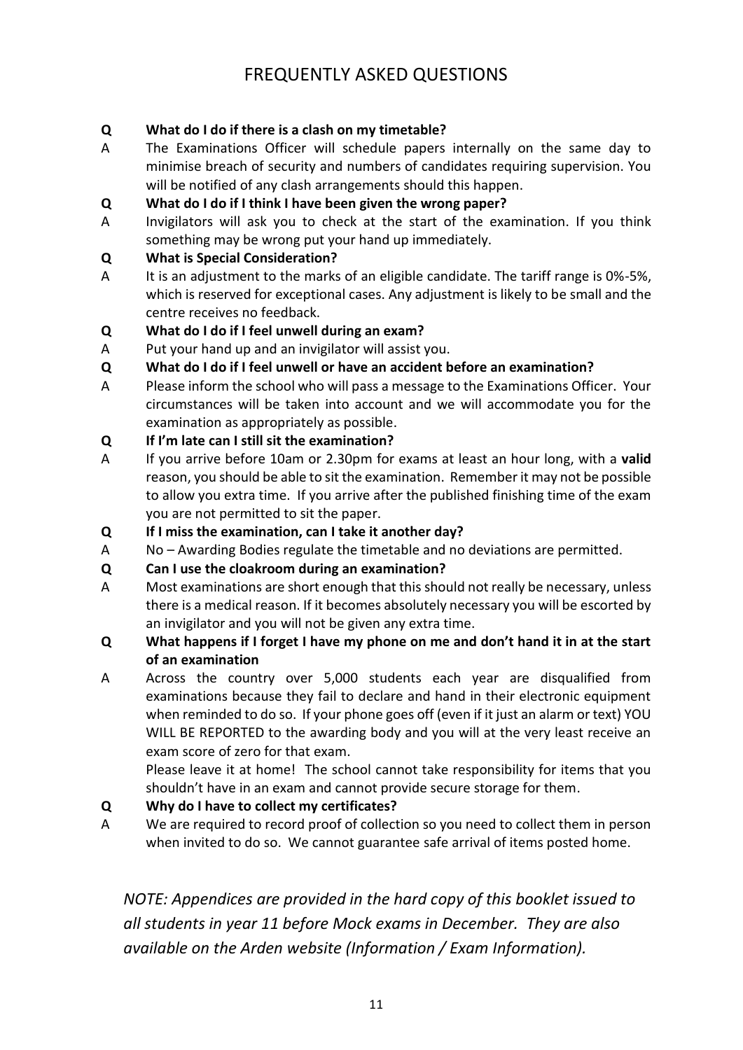# FREQUENTLY ASKED QUESTIONS

**Q What do I do if there is a clash on my timetable?**

A The Examinations Officer will schedule papers internally on the same day to minimise breach of security and numbers of candidates requiring supervision. You will be notified of any clash arrangements should this happen.

**Q What do I do if I think I have been given the wrong paper?**

A Invigilators will ask you to check at the start of the examination. If you think something may be wrong put your hand up immediately.

**Q What is Special Consideration?**

A It is an adjustment to the marks of an eligible candidate. The tariff range is 0%-5%, which is reserved for exceptional cases. Any adjustment is likely to be small and the centre receives no feedback.

**Q What do I do if I feel unwell during an exam?**

A Put your hand up and an invigilator will assist you.

**Q What do I do if I feel unwell or have an accident before an examination?**

A Please inform the school who will pass a message to the Examinations Officer. Your circumstances will be taken into account and we will accommodate you for the examination as appropriately as possible.

**Q If I'm late can I still sit the examination?**

A If you arrive before 10am or 2.30pm for exams at least an hour long, with a **valid** reason, you should be able to sit the examination. Remember it may not be possible to allow you extra time. If you arrive after the published finishing time of the exam you are not permitted to sit the paper.

**Q If I miss the examination, can I take it another day?**

A No – Awarding Bodies regulate the timetable and no deviations are permitted.

**Q Can I use the cloakroom during an examination?**

A Most examinations are short enough that this should not really be necessary, unless there is a medical reason. If it becomes absolutely necessary you will be escorted by an invigilator and you will not be given any extra time.

**Q What happens if I forget I have my phone on me and don't hand it in at the start of an examination**

A Across the country over 5,000 students each year are disqualified from examinations because they fail to declare and hand in their electronic equipment when reminded to do so. If your phone goes off (even if it just an alarm or text) YOU WILL BE REPORTED to the awarding body and you will at the very least receive an exam score of zero for that exam.

Please leave it at home! The school cannot take responsibility for items that you shouldn't have in an exam and cannot provide secure storage for them.

**Q Why do I have to collect my certificates?**

A We are required to record proof of collection so you need to collect them in person when invited to do so. We cannot guarantee safe arrival of items posted home.

*NOTE: Appendices are provided in the hard copy of this booklet issued to all students in year 11 before Mock exams in December. They are also available on the Arden website (Information / Exam Information).*